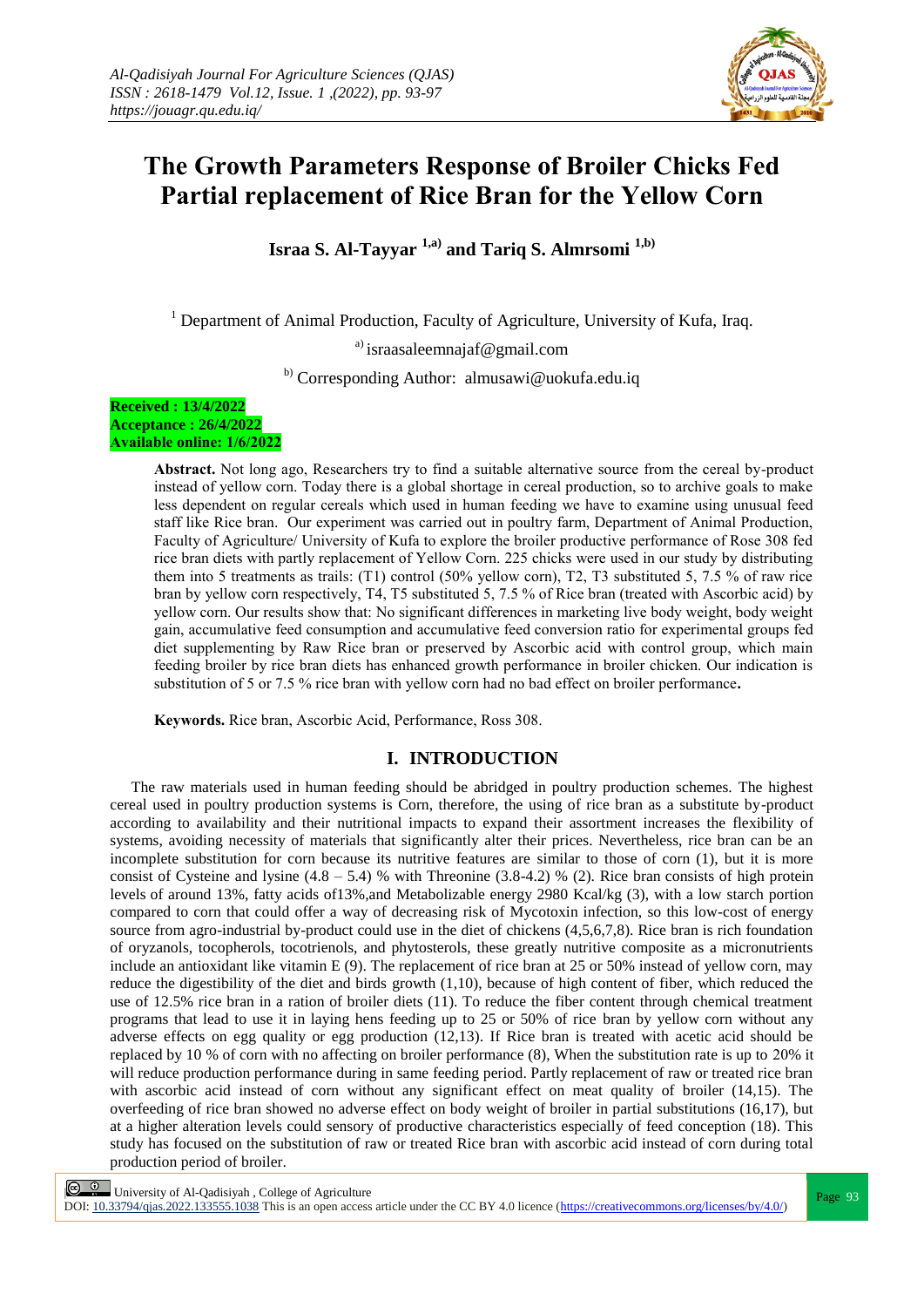# The Growth Parameters Response of Broiler Chicks Fed Partial replacement of Rice Bran for the Yellow Corn

**Israa S. Al-Tayyar [1,a)] and Tariq S. Almrsomi [1,b)]**

[1] Department of Animal Production, Faculty of Agriculture, University of Kufa, Iraq.

[a)] israasaleemnajaf@gmail.com

[b)] Corresponding Author: almusawi@uokufa.edu.iq

**Received : 13/4/2022**
**Acceptance : 26/4/2022**
**Available online: 1/6/2022**

**Abstract.** Not long ago, Researchers try to find a suitable alternative source from the cereal by-product instead of yellow corn. Today there is a global shortage in cereal production, so to archive goals to make less dependent on regular cereals which used in human feeding we have to examine using unusual feed staff like Rice bran. Our experiment was carried out in poultry farm, Department of Animal Production, Faculty of Agriculture/ University of Kufa to explore the broiler productive performance of Rose 308 fed rice bran diets with partly replacement of Yellow Corn. 225 chicks were used in our study by distributing them into 5 treatments as trails: (T1) control (50% yellow corn), T2, T3 substituted 5, 7.5 % of raw rice bran by yellow corn respectively, T4, T5 substituted 5, 7.5 % of Rice bran (treated with Ascorbic acid) by yellow corn. Our results show that: No significant differences in marketing live body weight, body weight gain, accumulative feed consumption and accumulative feed conversion ratio for experimental groups fed diet supplementing by Raw Rice bran or preserved by Ascorbic acid with control group, which main feeding broiler by rice bran diets has enhanced growth performance in broiler chicken. Our indication is substitution of 5 or 7.5 % rice bran with yellow corn had no bad effect on broiler performance**.**

**Keywords.** Rice bran, Ascorbic Acid, Performance, Ross 308.

## I. INTRODUCTION

The raw materials used in human feeding should be abridged in poultry production schemes. The highest cereal used in poultry production systems is Corn, therefore, the using of rice bran as a substitute by-product according to availability and their nutritional impacts to expand their assortment increases the flexibility of systems, avoiding necessity of materials that significantly alter their prices. Nevertheless, rice bran can be an incomplete substitution for corn because its nutritive features are similar to those of corn (1), but it is more consist of Cysteine and lysine (4.8 – 5.4) % with Threonine (3.8-4.2) % (2). Rice bran consists of high protein levels of around 13%, fatty acids of13%,and Metabolizable energy 2980 Kcal/kg (3), with a low starch portion compared to corn that could offer a way of decreasing risk of Mycotoxin infection, so this low-cost of energy source from agro-industrial by-product could use in the diet of chickens (4,5,6,7,8). Rice bran is rich foundation of oryzanols, tocopherols, tocotrienols, and phytosterols, these greatly nutritive composite as a micronutrients include an antioxidant like vitamin E (9). The replacement of rice bran at 25 or 50% instead of yellow corn, may reduce the digestibility of the diet and birds growth (1,10), because of high content of fiber, which reduced the use of 12.5% rice bran in a ration of broiler diets (11). To reduce the fiber content through chemical treatment programs that lead to use it in laying hens feeding up to 25 or 50% of rice bran by yellow corn without any adverse effects on egg quality or egg production (12,13). If Rice bran is treated with acetic acid should be replaced by 10 % of corn with no affecting on broiler performance (8), When the substitution rate is up to 20% it will reduce production performance during in same feeding period. Partly replacement of raw or treated rice bran with ascorbic acid instead of corn without any significant effect on meat quality of broiler (14,15). The overfeeding of rice bran showed no adverse effect on body weight of broiler in partial substitutions (16,17), but at a higher alteration levels could sensory of productive characteristics especially of feed conception (18). This study has focused on the substitution of raw or treated Rice bran with ascorbic acid instead of corn during total production period of broiler.

University of Al-Qadisiyah , College of Agriculture
DOI: 10.33794/qjas.2022.133555.1038 This is an open access article under the CC BY 4.0 licence (https://creativecommons.org/licenses/by/4.0/)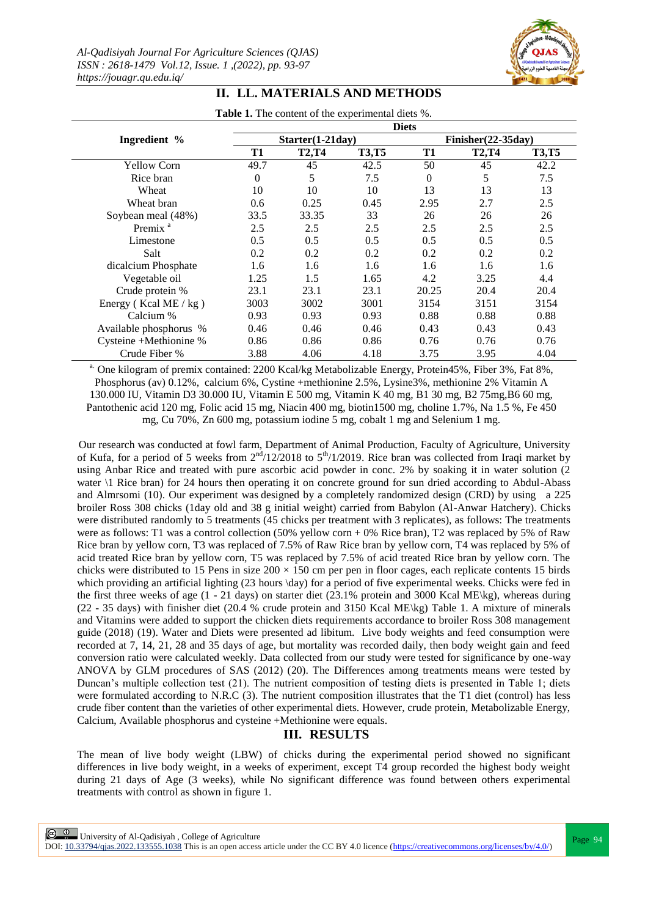## II. LL. MATERIALS AND METHODS

**Table 1.** The content of the experimental diets %.

| Ingredient % | Diets | | | | | |
|---|---|---|---|---|---|---|
| | Starter(1-21day) | | | Finisher(22-35day) | | |
| | T1 | T2,T4 | T3,T5 | T1 | T2,T4 | T3,T5 |
| Yellow Corn | 49.7 | 45 | 42.5 | 50 | 45 | 42.2 |
| Rice bran | 0 | 5 | 7.5 | 0 | 5 | 7.5 |
| Wheat | 10 | 10 | 10 | 13 | 13 | 13 |
| Wheat bran | 0.6 | 0.25 | 0.45 | 2.95 | 2.7 | 2.5 |
| Soybean meal (48%) | 33.5 | 33.35 | 33 | 26 | 26 | 26 |
| Premix [a] | 2.5 | 2.5 | 2.5 | 2.5 | 2.5 | 2.5 |
| Limestone | 0.5 | 0.5 | 0.5 | 0.5 | 0.5 | 0.5 |
| Salt | 0.2 | 0.2 | 0.2 | 0.2 | 0.2 | 0.2 |
| dicalcium Phosphate | 1.6 | 1.6 | 1.6 | 1.6 | 1.6 | 1.6 |
| Vegetable oil | 1.25 | 1.5 | 1.65 | 4.2 | 3.25 | 4.4 |
| Crude protein % | 23.1 | 23.1 | 23.1 | 20.25 | 20.4 | 20.4 |
| Energy ( Kcal ME / kg ) | 3003 | 3002 | 3001 | 3154 | 3151 | 3154 |
| Calcium % | 0.93 | 0.93 | 0.93 | 0.88 | 0.88 | 0.88 |
| Available phosphorus % | 0.46 | 0.46 | 0.46 | 0.43 | 0.43 | 0.43 |
| Cysteine +Methionine % | 0.86 | 0.86 | 0.86 | 0.76 | 0.76 | 0.76 |
| Crude Fiber % | 3.88 | 4.06 | 4.18 | 3.75 | 3.95 | 4.04 |

[a] One kilogram of premix contained: 2200 Kcal/kg Metabolizable Energy, Protein45%, Fiber 3%, Fat 8%, Phosphorus (av) 0.12%, calcium 6%, Cystine +methionine 2.5%, Lysine3%, methionine 2% Vitamin A 130.000 IU, Vitamin D3 30.000 IU, Vitamin E 500 mg, Vitamin K 40 mg, B1 30 mg, B2 75mg,B6 60 mg, Pantothenic acid 120 mg, Folic acid 15 mg, Niacin 400 mg, biotin1500 mg, choline 1.7%, Na 1.5 %, Fe 450 mg, Cu 70%, Zn 600 mg, potassium iodine 5 mg, cobalt 1 mg and Selenium 1 mg.

Our research was conducted at fowl farm, Department of Animal Production, Faculty of Agriculture, University of Kufa, for a period of 5 weeks from 2[nd]/12/2018 to 5[th]/1/2019. Rice bran was collected from Iraqi market by using Anbar Rice and treated with pure ascorbic acid powder in conc. 2% by soaking it in water solution (2 water \1 Rice bran) for 24 hours then operating it on concrete ground for sun dried according to Abdul-Abass and Almrsomi (10). Our experiment was designed by a completely randomized design (CRD) by using a 225 broiler Ross 308 chicks (1day old and 38 g initial weight) carried from Babylon (Al-Anwar Hatchery). Chicks were distributed randomly to 5 treatments (45 chicks per treatment with 3 replicates), as follows: The treatments were as follows: T1 was a control collection (50% yellow corn + 0% Rice bran), T2 was replaced by 5% of Raw Rice bran by yellow corn, T3 was replaced of 7.5% of Raw Rice bran by yellow corn, T4 was replaced by 5% of acid treated Rice bran by yellow corn, T5 was replaced by 7.5% of acid treated Rice bran by yellow corn. The chicks were distributed to 15 Pens in size 200 × 150 cm per pen in floor cages, each replicate contents 15 birds which providing an artificial lighting (23 hours \day) for a period of five experimental weeks. Chicks were fed in the first three weeks of age (1 - 21 days) on starter diet (23.1% protein and 3000 Kcal ME\kg), whereas during (22 - 35 days) with finisher diet (20.4 % crude protein and 3150 Kcal ME\kg) Table 1. A mixture of minerals and Vitamins were added to support the chicken diets requirements accordance to broiler Ross 308 management guide (2018) (19). Water and Diets were presented ad libitum. Live body weights and feed consumption were recorded at 7, 14, 21, 28 and 35 days of age, but mortality was recorded daily, then body weight gain and feed conversion ratio were calculated weekly. Data collected from our study were tested for significance by one-way ANOVA by GLM procedures of SAS (2012) (20). The Differences among treatments means were tested by Duncan's multiple collection test (21). The nutrient composition of testing diets is presented in Table 1; diets were formulated according to N.R.C (3). The nutrient composition illustrates that the T1 diet (control) has less crude fiber content than the varieties of other experimental diets. However, crude protein, Metabolizable Energy, Calcium, Available phosphorus and cysteine +Methionine were equals.

## III. RESULTS

The mean of live body weight (LBW) of chicks during the experimental period showed no significant differences in live body weight, in a weeks of experiment, except T4 group recorded the highest body weight during 21 days of Age (3 weeks), while No significant difference was found between others experimental treatments with control as shown in figure 1.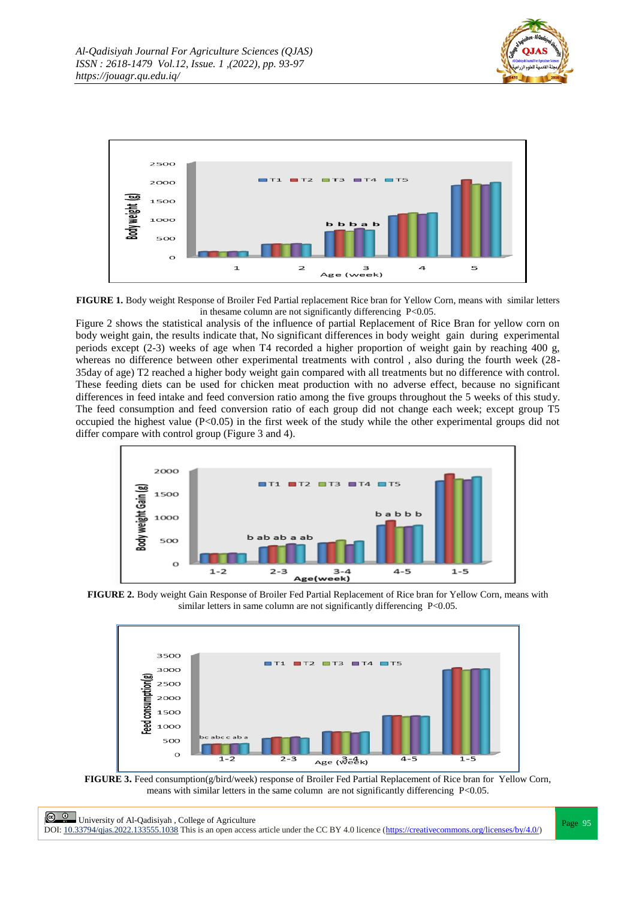**FIGURE 1.** Body weight Response of Broiler Fed Partial replacement Rice bran for Yellow Corn, means with similar letters in thesame column are not significantly differencing P<0.05.

Figure 2 shows the statistical analysis of the influence of partial Replacement of Rice Bran for yellow corn on body weight gain, the results indicate that, No significant differences in body weight gain during experimental periods except (2-3) weeks of age when T4 recorded a higher proportion of weight gain by reaching 400 g, whereas no difference between other experimental treatments with control , also during the fourth week (28-35day of age) T2 reached a higher body weight gain compared with all treatments but no difference with control. These feeding diets can be used for chicken meat production with no adverse effect, because no significant differences in feed intake and feed conversion ratio among the five groups throughout the 5 weeks of this study. The feed consumption and feed conversion ratio of each group did not change each week; except group T5 occupied the highest value (P<0.05) in the first week of the study while the other experimental groups did not differ compare with control group (Figure 3 and 4).

**FIGURE 2.** Body weight Gain Response of Broiler Fed Partial Replacement of Rice bran for Yellow Corn, means with similar letters in same column are not significantly differencing P<0.05.

**FIGURE 3.** Feed consumption(g/bird/week) response of Broiler Fed Partial Replacement of Rice bran for Yellow Corn, means with similar letters in the same column are not significantly differencing P<0.05.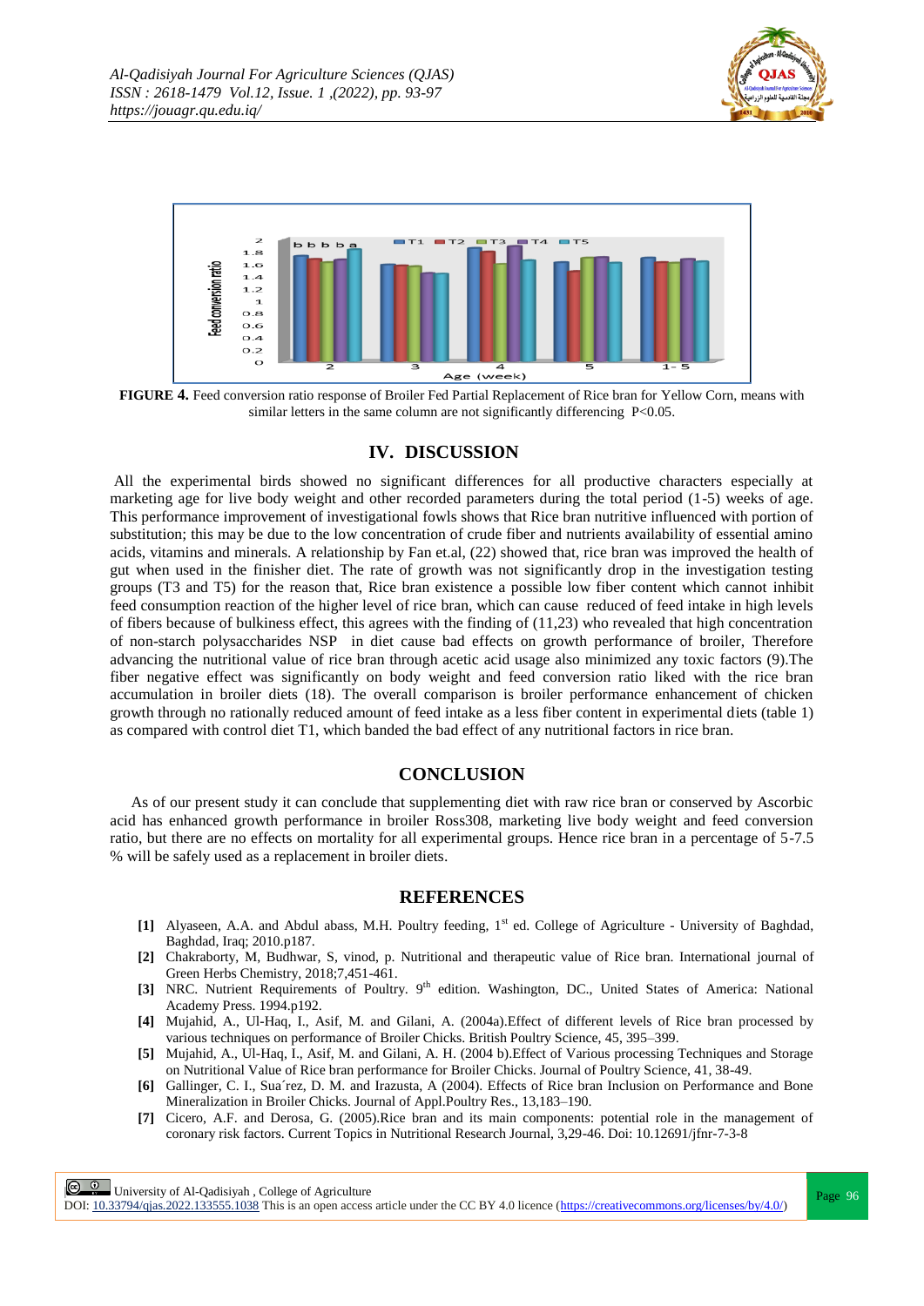**FIGURE 4.** Feed conversion ratio response of Broiler Fed Partial Replacement of Rice bran for Yellow Corn, means with similar letters in the same column are not significantly differencing P<0.05.

## IV. DISCUSSION

All the experimental birds showed no significant differences for all productive characters especially at marketing age for live body weight and other recorded parameters during the total period (1-5) weeks of age. This performance improvement of investigational fowls shows that Rice bran nutritive influenced with portion of substitution; this may be due to the low concentration of crude fiber and nutrients availability of essential amino acids, vitamins and minerals. A relationship by Fan et.al, (22) showed that, rice bran was improved the health of gut when used in the finisher diet. The rate of growth was not significantly drop in the investigation testing groups (T3 and T5) for the reason that, Rice bran existence a possible low fiber content which cannot inhibit feed consumption reaction of the higher level of rice bran, which can cause reduced of feed intake in high levels of fibers because of bulkiness effect, this agrees with the finding of (11,23) who revealed that high concentration of non-starch polysaccharides NSP in diet cause bad effects on growth performance of broiler, Therefore advancing the nutritional value of rice bran through acetic acid usage also minimized any toxic factors (9).The fiber negative effect was significantly on body weight and feed conversion ratio liked with the rice bran accumulation in broiler diets (18). The overall comparison is broiler performance enhancement of chicken growth through no rationally reduced amount of feed intake as a less fiber content in experimental diets (table 1) as compared with control diet T1, which banded the bad effect of any nutritional factors in rice bran.

## CONCLUSION

As of our present study it can conclude that supplementing diet with raw rice bran or conserved by Ascorbic acid has enhanced growth performance in broiler Ross308, marketing live body weight and feed conversion ratio, but there are no effects on mortality for all experimental groups. Hence rice bran in a percentage of 5-7.5 % will be safely used as a replacement in broiler diets.

## REFERENCES

[1] Alyaseen, A.A. and Abdul abass, M.H. Poultry feeding, 1st ed. College of Agriculture - University of Baghdad, Baghdad, Iraq; 2010.p187.

[2] Chakraborty, M, Budhwar, S, vinod, p. Nutritional and therapeutic value of Rice bran. International journal of Green Herbs Chemistry, 2018;7,451-461.

[3] NRC. Nutrient Requirements of Poultry. 9th edition. Washington, DC., United States of America: National Academy Press. 1994.p192.

[4] Mujahid, A., Ul-Haq, I., Asif, M. and Gilani, A. (2004a).Effect of different levels of Rice bran processed by various techniques on performance of Broiler Chicks. British Poultry Science, 45, 395–399.

[5] Mujahid, A., Ul-Haq, I., Asif, M. and Gilani, A. H. (2004 b).Effect of Various processing Techniques and Storage on Nutritional Value of Rice bran performance for Broiler Chicks. Journal of Poultry Science, 41, 38-49.

[6] Gallinger, C. I., Sua´rez, D. M. and Irazusta, A (2004). Effects of Rice bran Inclusion on Performance and Bone Mineralization in Broiler Chicks. Journal of Appl.Poultry Res., 13,183–190.

[7] Cicero, A.F. and Derosa, G. (2005).Rice bran and its main components: potential role in the management of coronary risk factors. Current Topics in Nutritional Research Journal, 3,29-46. Doi: 10.12691/jfnr-7-3-8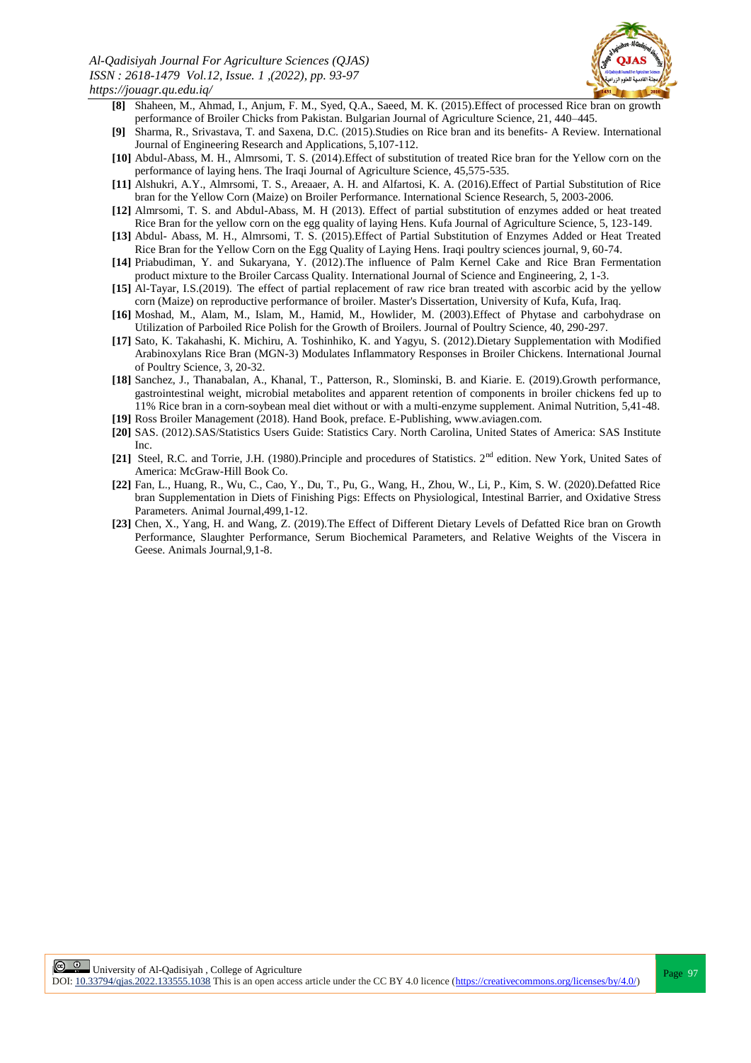**[8]** Shaheen, M., Ahmad, I., Anjum, F. M., Syed, Q.A., Saeed, M. K. (2015).Effect of processed Rice bran on growth performance of Broiler Chicks from Pakistan. Bulgarian Journal of Agriculture Science, 21, 440–445.

**[9]** Sharma, R., Srivastava, T. and Saxena, D.C. (2015).Studies on Rice bran and its benefits- A Review. International Journal of Engineering Research and Applications, 5,107-112.

**[10]** Abdul-Abass, M. H., Almrsomi, T. S. (2014).Effect of substitution of treated Rice bran for the Yellow corn on the performance of laying hens. The Iraqi Journal of Agriculture Science, 45,575-535.

**[11]** Alshukri, A.Y., Almrsomi, T. S., Areaaer, A. H. and Alfartosi, K. A. (2016).Effect of Partial Substitution of Rice bran for the Yellow Corn (Maize) on Broiler Performance. International Science Research, 5, 2003-2006.

**[12]** Almrsomi, T. S. and Abdul-Abass, M. H (2013). Effect of partial substitution of enzymes added or heat treated Rice Bran for the yellow corn on the egg quality of laying Hens. Kufa Journal of Agriculture Science, 5, 123-149.

**[13]** Abdul- Abass, M. H., Almrsomi, T. S. (2015).Effect of Partial Substitution of Enzymes Added or Heat Treated Rice Bran for the Yellow Corn on the Egg Quality of Laying Hens. Iraqi poultry sciences journal, 9, 60-74.

**[14]** Priabudiman, Y. and Sukaryana, Y. (2012).The influence of Palm Kernel Cake and Rice Bran Fermentation product mixture to the Broiler Carcass Quality. International Journal of Science and Engineering, 2, 1-3.

**[15]** Al-Tayar, I.S.(2019). The effect of partial replacement of raw rice bran treated with ascorbic acid by the yellow corn (Maize) on reproductive performance of broiler. Master's Dissertation, University of Kufa, Kufa, Iraq.

**[16]** Moshad, M., Alam, M., Islam, M., Hamid, M., Howlider, M. (2003).Effect of Phytase and carbohydrase on Utilization of Parboiled Rice Polish for the Growth of Broilers. Journal of Poultry Science, 40, 290-297.

**[17]** Sato, K. Takahashi, K. Michiru, A. Toshinhiko, K. and Yagyu, S. (2012).Dietary Supplementation with Modified Arabinoxylans Rice Bran (MGN-3) Modulates Inflammatory Responses in Broiler Chickens. International Journal of Poultry Science, 3, 20-32.

**[18]** Sanchez, J., Thanabalan, A., Khanal, T., Patterson, R., Slominski, B. and Kiarie. E. (2019).Growth performance, gastrointestinal weight, microbial metabolites and apparent retention of components in broiler chickens fed up to 11% Rice bran in a corn-soybean meal diet without or with a multi-enzyme supplement. Animal Nutrition, 5,41-48.

**[19]** Ross Broiler Management (2018). Hand Book, preface. E-Publishing, www.aviagen.com.

**[20]** SAS. (2012).SAS/Statistics Users Guide: Statistics Cary. North Carolina, United States of America: SAS Institute Inc.

**[21]** Steel, R.C. and Torrie, J.H. (1980).Principle and procedures of Statistics. 2nd edition. New York, United Sates of America: McGraw-Hill Book Co.

**[22]** Fan, L., Huang, R., Wu, C., Cao, Y., Du, T., Pu, G., Wang, H., Zhou, W., Li, P., Kim, S. W. (2020).Defatted Rice bran Supplementation in Diets of Finishing Pigs: Effects on Physiological, Intestinal Barrier, and Oxidative Stress Parameters. Animal Journal,499,1-12.

**[23]** Chen, X., Yang, H. and Wang, Z. (2019).The Effect of Different Dietary Levels of Defatted Rice bran on Growth Performance, Slaughter Performance, Serum Biochemical Parameters, and Relative Weights of the Viscera in Geese. Animals Journal,9,1-8.